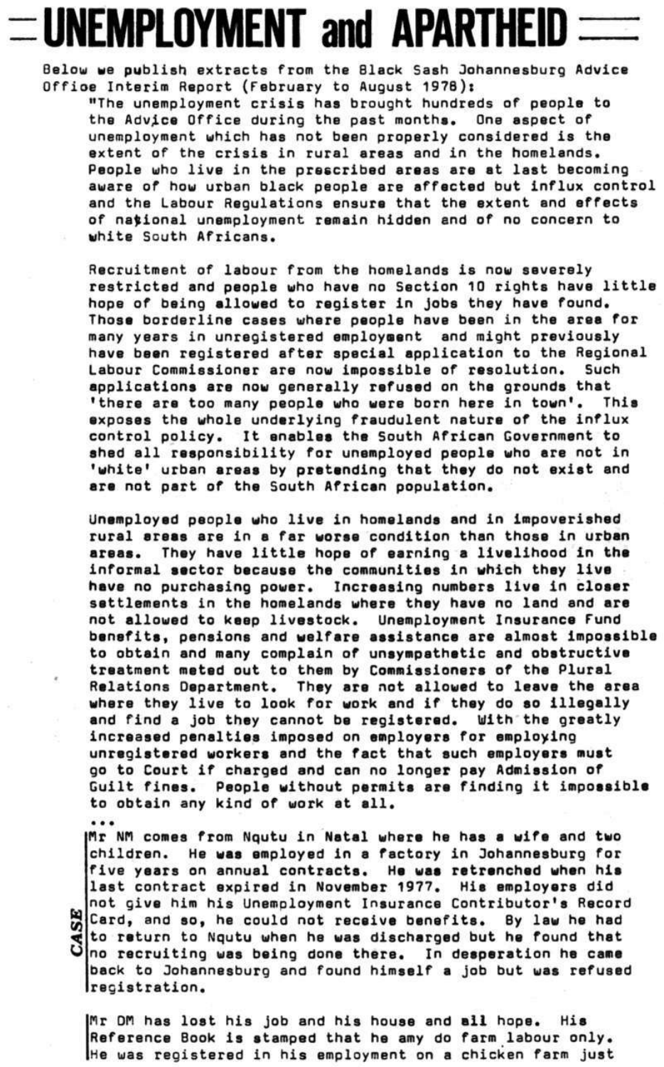# UNEMPLOYMENT and APARTHEID

Below we publish extracts from the Black Sash Johannesburg Advice Office Interim Report (February to August 1978):

"The unemployment crisis has brought hundreds of people to the Advice Office during the past months. One aspect of unemployment which has not been properly considered is the extent of the crisis in rural areas and in the homelands. People who live in the prescribed areas are at last becoming aware of how urban black people are affected but influx control and the Labour Regulations ensure that the extent and effects of national unemployment remain hidden and of no concern to white South Africans.

Recruitment of labour from the homelands is now severely restricted and people who have no Section 10 rights have little hope of being allowed to register in jobs they have found. Those borderline cases where people have been in the area for many years in unregistered employment and might previously have been registered after special application to the Regional Labour Commissioner are now impossible of resolution. Such applications are now generally refused on the grounds that 'there are too many people who were born here in town'. This exposes the whole underlying fraudulent nature of the influx control policy. It enables the South African Government to shed all responsibility for unemployed people who are not in 'white' urban areas by pretending that they do not exist and are not part of the South African population.

Unemployed people who live in homelands and in impoverished rural areas are in a far worse condition than those in urban areas. They have little hope of earning a livelihood in the informal sector because the communities in which they live have no purchasing power. Increasing numbers live in closer settlements in the homelands where they have no land and are not allowed to keep livestock. Unemployment Insurance Fund benefits, pensions and welfare assistance are almost impossible to obtain and many complain of unsympathetic and obstructive treatment meted out to them by Commissioners of the Plural Relations Department. They are not allowed to leave the area where they live to look for work and if they do so illegally and find a job they cannot be registered. With the greatly increased penalties imposed on employers for employing unregistered workers and the fact that such employers must go to Court if charged and can no longer pay Admission of Guilt fines. People without permits are finding it impossible to obtain any kind of work at all.

...

**CASE**

Mr NM comes from Nqutu in Natal where he has a wife and two children. He was employed in a factory in Johannesburg for five years on annual contracts. He was retrenched when his last contract expired in November 1977. His employers did not give him his Unemployment Insurance Contributor's Record Card, and so, he could not receive benefits. By law he had to return to Nqutu when he was discharged but he found that no recruiting was being done there. In desperation he came back to Johannesburg and found himself a job but was refused registration.

Mr DM has lost his job and his house and all hope. His Reference Book is stamped that he amy do farm labour only. He was registered in his employment on a chicken farm just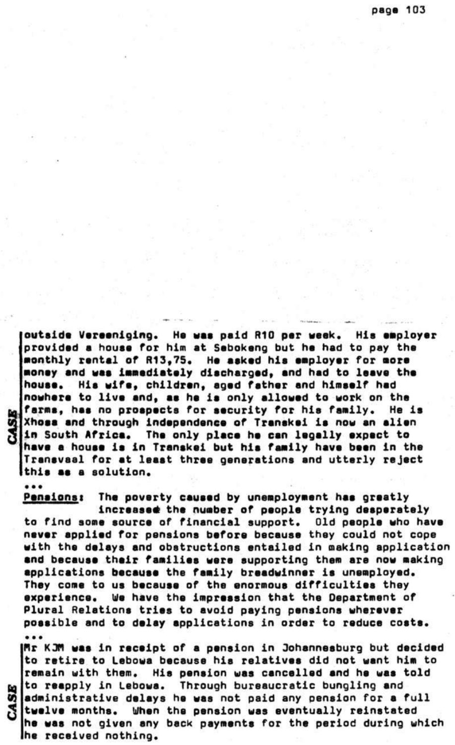CASE

outside Vereeniging. He was paid R10 per week. His employer provided a house for him at Sebokeng but he had to pay the monthly rental of R13,75. He asked his employer for more money and was immediately discharged, and had to leave the house. His wife, children, aged father and himself had nowhere to live and, as he is only allowed to work on the farms, has no prospects for security for his family. He is Xhosa and through independence of Transkei is now an alien in South Africa. The only place he can legally expect to have a house is in Transkei but his family have been in the Transvaal for at least three generations and utterly reject this as a solution.

...

**Pensions:** The poverty caused by unemployment has greatly increased the number of people trying desperately to find some source of financial support. Old people who have never applied for pensions before because they could not cope with the delays and obstructions entailed in making application and because their families were supporting them are now making applications because the family breadwinner is unemployed. They come to us because of the enormous difficulties they experience. We have the impression that the Department of Plural Relations tries to avoid paying pensions wherever possible and to delay applications in order to reduce costs.

...

CASE

Mr KJM was in receipt of a pension in Johannesburg but decided to retire to Lebowa because his relatives did not want him to remain with them. His pension was cancelled and he was told to reapply in Lebowa. Through bureaucratic bungling and administrative delays he was not paid any pension for a full twelve months. When the pension was eventually reinstated he was not given any back payments for the period during which he received nothing.